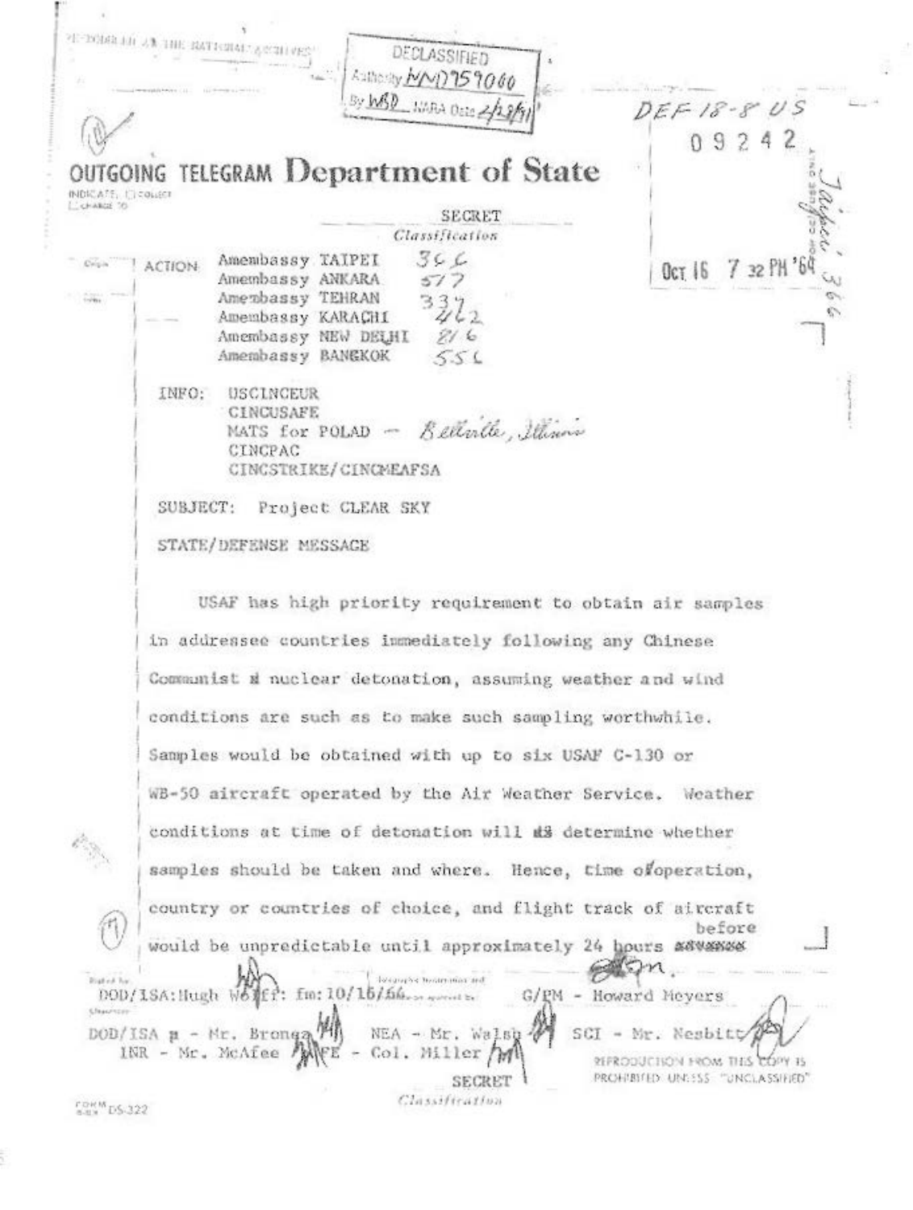REPRODUCED AT THE NATIONAL ARCHIVES

DECLASSIFIED
Authority NND959060
By WBD NARA Date 2/28/11

DEF 18-8 US

09242

# OUTGOING TELEGRAM Department of State

INDICATE: ☐ COLLECT ☐ CHARGE TO

SECRET
*Classification*

Oct 16 7 32 PM '64

ACTION:
Amembassy TAIPEI 366
Amembassy ANKARA 577
Amembassy TEHRAN 337
Amembassy KARACHI 462
Amembassy NEW DELHI 816
Amembassy BANGKOK 556

INFO:
USCINCEUR
CINCUSAFE
MATS for POLAD – *Belleville, Illinois*
CINCPAC
CINCSTRIKE/CINCMEAFSA

SUBJECT: Project CLEAR SKY

STATE/DEFENSE MESSAGE

USAF has high priority requirement to obtain air samples in addressee countries immediately following any Chinese Communist ~~a~~ nuclear detonation, assuming weather and wind conditions are such as to make such sampling worthwhile. Samples would be obtained with up to six USAF C-130 or WB-50 aircraft operated by the Air Weather Service. Weather conditions at time of detonation will ~~as~~ determine whether samples should be taken and where. Hence, time of operation, country or countries of choice, and flight track of aircraft would be unpredictable until approximately 24 hours before ~~xxxxxx~~ ~~flight~~.

Drafted by: DOD/ISA:Hugh Wolff: fm:10/16/64
Approved by: G/PM - Howard Meyers

Clearances:
DOD/ISA - Mr. Bronez
NEA - Mr. Walsh
SCI - Mr. Nesbitt
INR - Mr. McAfee
FE - Col. Miller

SECRET
*Classification*

REPRODUCTION FROM THIS COPY IS PROHIBITED UNLESS "UNCLASSIFIED"

FORM DS-322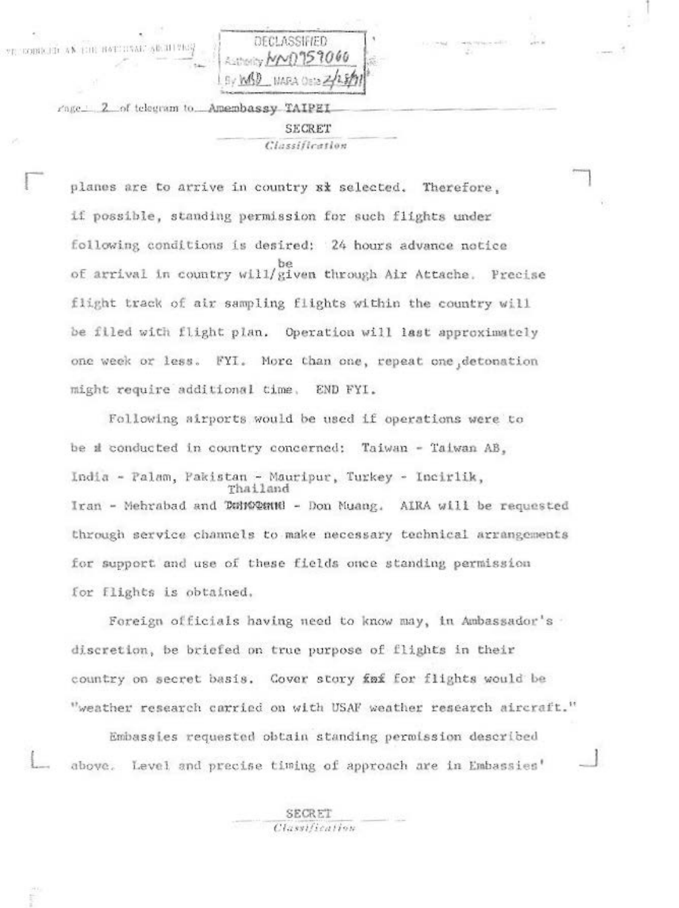DECLASSIFIED
Authority NND959060
By WBD NARA Date 2/25/11

Page 2 of telegram to Amembassy TAIPEI

SECRET
*Classification*

planes are to arrive in country ~~xt~~ selected. Therefore, if possible, standing permission for such flights under following conditions is desired: 24 hours advance notice of arrival in country will be given through Air Attache. Precise flight track of air sampling flights within the country will be filed with flight plan. Operation will last approximately one week or less. FYI. More than one, repeat one, detonation might require additional time. END FYI.

Following airports would be used if operations were to be ~~d~~ conducted in country concerned: Taiwan - Taiwan AB, India - Palam, Pakistan - Mauripur, Turkey - Incirlik, Iran - Mehrabad and Thailand - Don Muang. AIRA will be requested through service channels to make necessary technical arrangements for support and use of these fields once standing permission for flights is obtained.

Foreign officials having need to know may, in Ambassador's discretion, be briefed on true purpose of flights in their country on secret basis. Cover story ~~fof~~ for flights would be "weather research carried on with USAF weather research aircraft."

Embassies requested obtain standing permission described above. Level and precise timing of approach are in Embassies'

SECRET
*Classification*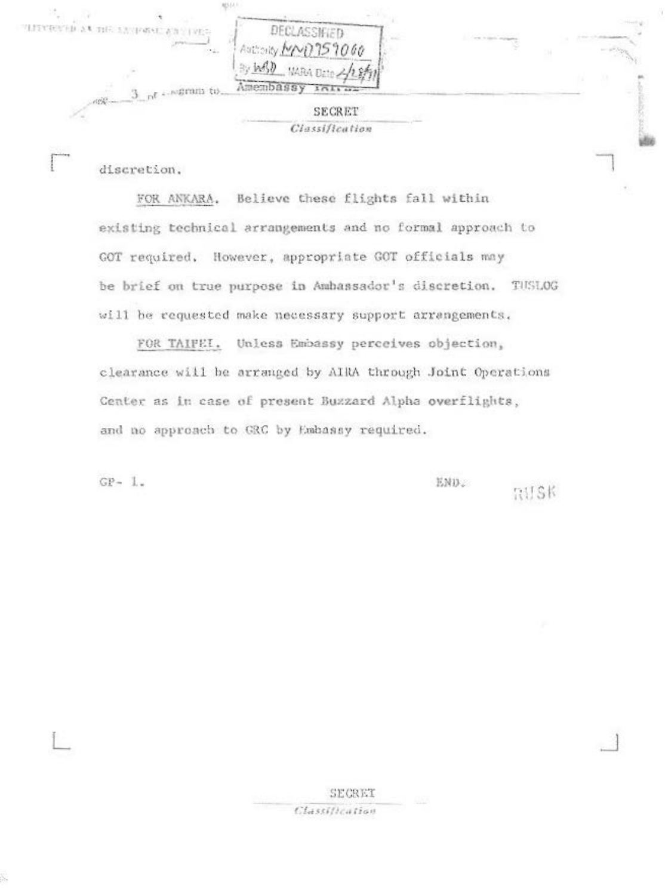DECLASSIFIED
Authority NND959060
By WSD NARA Date 4/28/11

3 of telegram to Amembassy TAIPEI

SECRET
*Classification*

discretion.

FOR ANKARA. Believe these flights fall within existing technical arrangements and no formal approach to GOT required. However, appropriate GOT officials may be brief on true purpose in Ambassador's discretion. TUSLOG will be requested make necessary support arrangements.

FOR TAIPEI. Unless Embassy perceives objection, clearance will be arranged by AIRA through Joint Operations Center as in case of present Buzzard Alpha overflights, and no approach to GRC by Embassy required.

GP- 1. END.

RUSK

SECRET
*Classification*